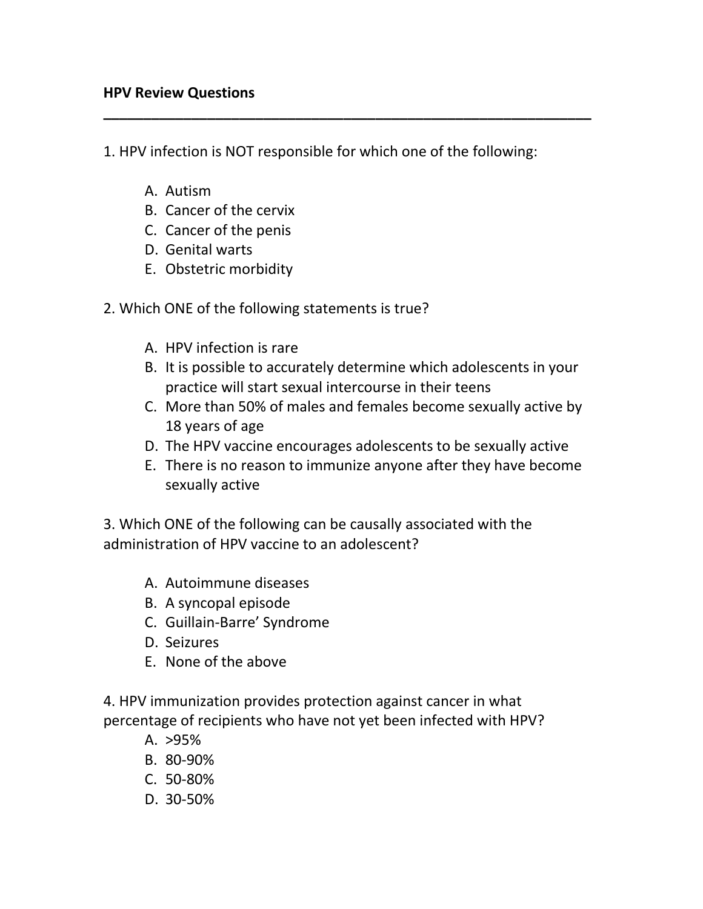**HPV Review Questions**

---

1. HPV infection is NOT responsible for which one of the following:

   A. Autism
   B. Cancer of the cervix
   C. Cancer of the penis
   D. Genital warts
   E. Obstetric morbidity

2. Which ONE of the following statements is true?

   A. HPV infection is rare
   B. It is possible to accurately determine which adolescents in your practice will start sexual intercourse in their teens
   C. More than 50% of males and females become sexually active by 18 years of age
   D. The HPV vaccine encourages adolescents to be sexually active
   E. There is no reason to immunize anyone after they have become sexually active

3. Which ONE of the following can be causally associated with the administration of HPV vaccine to an adolescent?

   A. Autoimmune diseases
   B. A syncopal episode
   C. Guillain-Barre' Syndrome
   D. Seizures
   E. None of the above

4. HPV immunization provides protection against cancer in what percentage of recipients who have not yet been infected with HPV?

   A. >95%
   B. 80-90%
   C. 50-80%
   D. 30-50%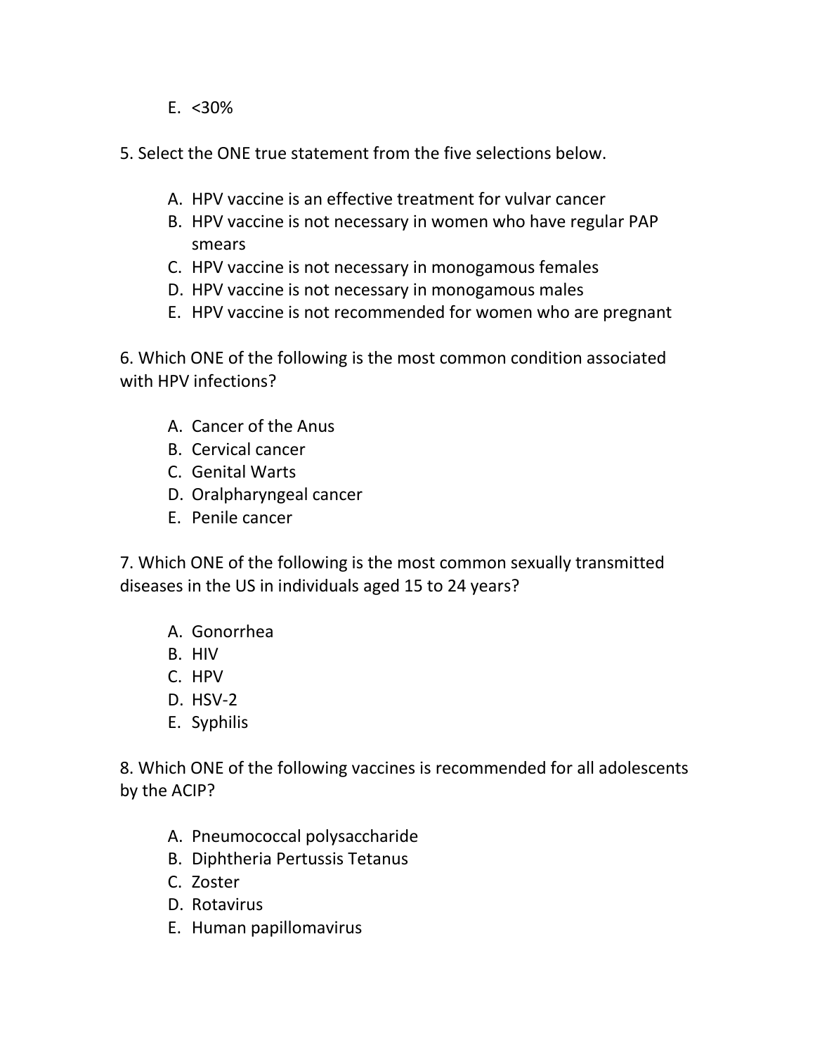E. <30%

5. Select the ONE true statement from the five selections below.

A. HPV vaccine is an effective treatment for vulvar cancer
B. HPV vaccine is not necessary in women who have regular PAP smears
C. HPV vaccine is not necessary in monogamous females
D. HPV vaccine is not necessary in monogamous males
E. HPV vaccine is not recommended for women who are pregnant

6. Which ONE of the following is the most common condition associated with HPV infections?

A. Cancer of the Anus
B. Cervical cancer
C. Genital Warts
D. Oralpharyngeal cancer
E. Penile cancer

7. Which ONE of the following is the most common sexually transmitted diseases in the US in individuals aged 15 to 24 years?

A. Gonorrhea
B. HIV
C. HPV
D. HSV-2
E. Syphilis

8. Which ONE of the following vaccines is recommended for all adolescents by the ACIP?

A. Pneumococcal polysaccharide
B. Diphtheria Pertussis Tetanus
C. Zoster
D. Rotavirus
E. Human papillomavirus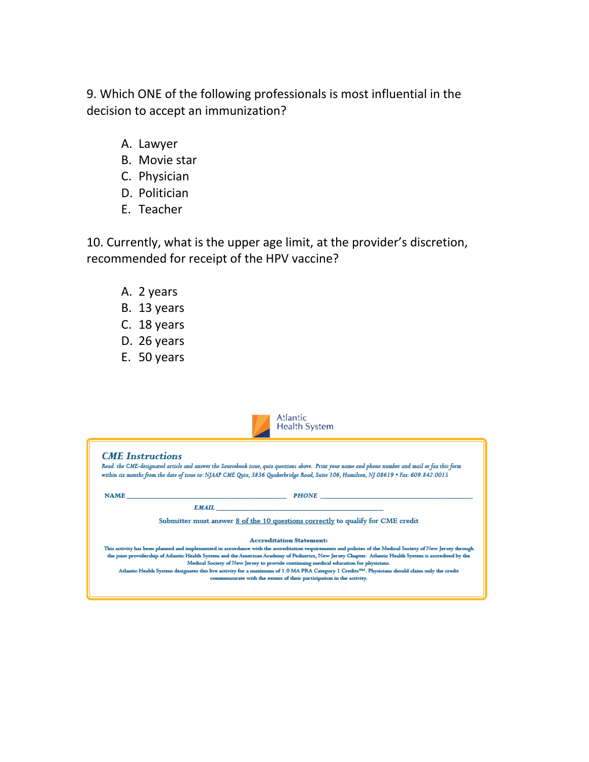9. Which ONE of the following professionals is most influential in the decision to accept an immunization?

A. Lawyer
B. Movie star
C. Physician
D. Politician
E. Teacher

10. Currently, what is the upper age limit, at the provider's discretion, recommended for receipt of the HPV vaccine?

A. 2 years
B. 13 years
C. 18 years
D. 26 years
E. 50 years

Atlantic Health System

## *CME Instructions*

*Read the CME-designated article and answer the Sourcebook issue, quiz questions above. Print your name and phone number and mail or fax this form within six months from the date of issue to: NJAAP CME Quiz, 3836 Quakerbridge Road, Suite 106, Hamilton, NJ 08619 • Fax: 609.842.0015*

**NAME** ______________________________ ***PHONE*** ______________________________

***EMAIL*** ______________________________

Submitter must answer 8 of the 10 questions correctly to qualify for CME credit

**Accreditation Statement:**

This activity has been planned and implemented in accordance with the accreditation requirements and policies of the Medical Society of New Jersey through the joint providership of Atlantic Health System and the American Academy of Pediatrics, New Jersey Chapter. Atlantic Health System is accredited by the Medical Society of New Jersey to provide continuing medical education for physicians.

Atlantic Health System designates this live activity for a maximum of 1.0 MA PRA Category 1 Credits™. Physicians should claim only the credit commensurate with the extent of their participation in the activity.